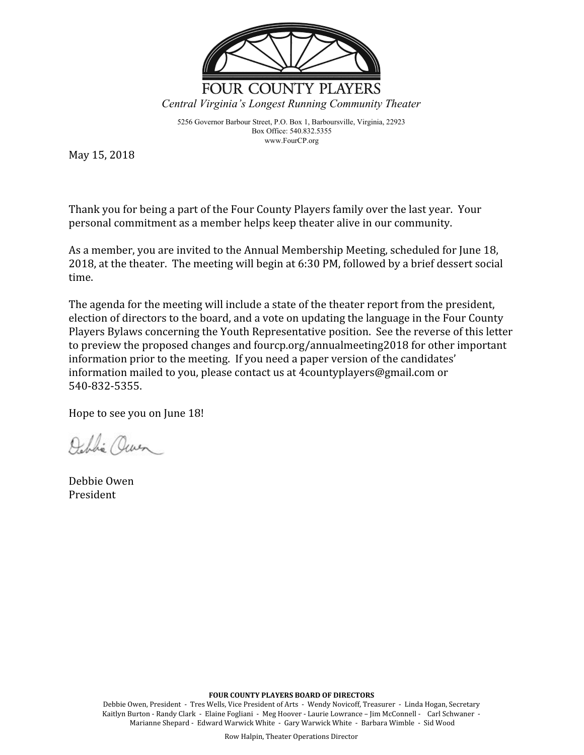# FOUR COUNTY PLAYERS

*Central Virginia's Longest Running Community Theater*

5256 Governor Barbour Street, P.O. Box 1, Barboursville, Virginia, 22923
Box Office: 540.832.5355
www.FourCP.org

May 15, 2018

Thank you for being a part of the Four County Players family over the last year. Your personal commitment as a member helps keep theater alive in our community.

As a member, you are invited to the Annual Membership Meeting, scheduled for June 18, 2018, at the theater. The meeting will begin at 6:30 PM, followed by a brief dessert social time.

The agenda for the meeting will include a state of the theater report from the president, election of directors to the board, and a vote on updating the language in the Four County Players Bylaws concerning the Youth Representative position. See the reverse of this letter to preview the proposed changes and fourcp.org/annualmeeting2018 for other important information prior to the meeting. If you need a paper version of the candidates' information mailed to you, please contact us at 4countyplayers@gmail.com or 540-832-5355.

Hope to see you on June 18!

Debbie Owen
President

**FOUR COUNTY PLAYERS BOARD OF DIRECTORS**

Debbie Owen, President - Tres Wells, Vice President of Arts - Wendy Novicoff, Treasurer - Linda Hogan, Secretary
Kaitlyn Burton - Randy Clark - Elaine Fogliani - Meg Hoover - Laurie Lowrance – Jim McConnell - Carl Schwaner - Marianne Shepard - Edward Warwick White - Gary Warwick White - Barbara Wimble - Sid Wood

Row Halpin, Theater Operations Director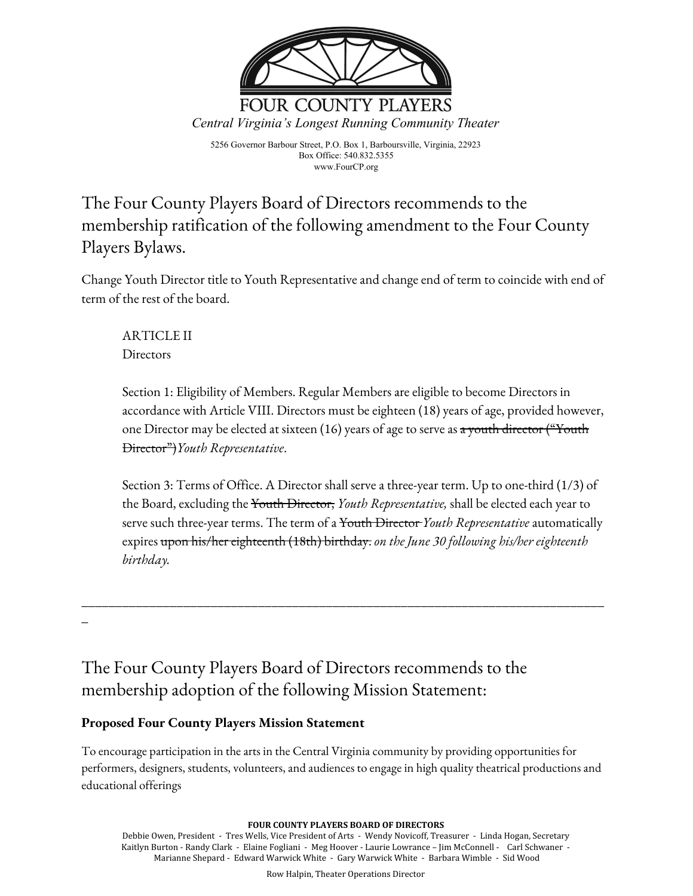FOUR COUNTY PLAYERS

*Central Virginia's Longest Running Community Theater*

5256 Governor Barbour Street, P.O. Box 1, Barboursville, Virginia, 22923
Box Office: 540.832.5355
www.FourCP.org

## The Four County Players Board of Directors recommends to the membership ratification of the following amendment to the Four County Players Bylaws.

Change Youth Director title to Youth Representative and change end of term to coincide with end of term of the rest of the board.

ARTICLE II
Directors

Section 1: Eligibility of Members. Regular Members are eligible to become Directors in accordance with Article VIII. Directors must be eighteen (18) years of age, provided however, one Director may be elected at sixteen (16) years of age to serve as ~~a youth director ("Youth Director")~~ *Youth Representative*.

Section 3: Terms of Office. A Director shall serve a three-year term. Up to one-third (1/3) of the Board, excluding the ~~Youth Director,~~ *Youth Representative,* shall be elected each year to serve such three-year terms. The term of a ~~Youth Director~~ *Youth Representative* automatically expires ~~upon his/her eighteenth (18th) birthday.~~ *on the June 30 following his/her eighteenth birthday.*

---

## The Four County Players Board of Directors recommends to the membership adoption of the following Mission Statement:

**Proposed Four County Players Mission Statement**

To encourage participation in the arts in the Central Virginia community by providing opportunities for performers, designers, students, volunteers, and audiences to engage in high quality theatrical productions and educational offerings

**FOUR COUNTY PLAYERS BOARD OF DIRECTORS**

Debbie Owen, President - Tres Wells, Vice President of Arts - Wendy Novicoff, Treasurer - Linda Hogan, Secretary
Kaitlyn Burton - Randy Clark - Elaine Fogliani - Meg Hoover - Laurie Lowrance – Jim McConnell - Carl Schwaner -
Marianne Shepard - Edward Warwick White - Gary Warwick White - Barbara Wimble - Sid Wood

Row Halpin, Theater Operations Director